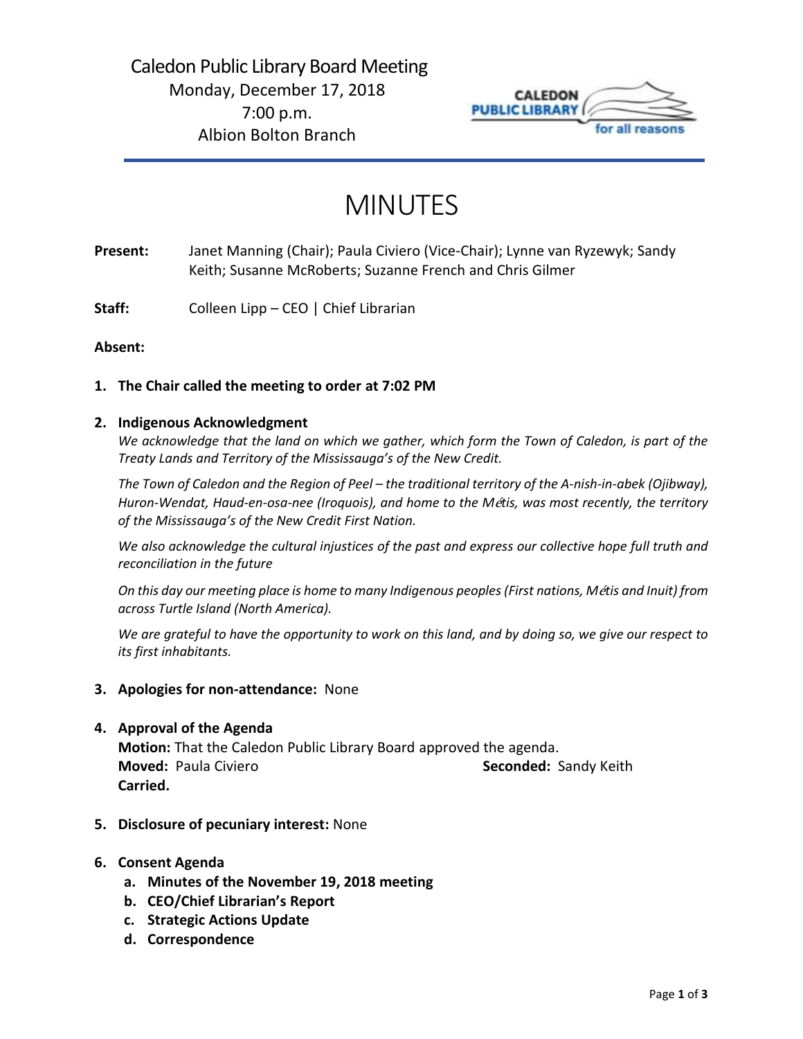Caledon Public Library Board Meeting
Monday, December 17, 2018
7:00 p.m.
Albion Bolton Branch

# MINUTES

**Present:** Janet Manning (Chair); Paula Civiero (Vice-Chair); Lynne van Ryzewyk; Sandy Keith; Susanne McRoberts; Suzanne French and Chris Gilmer

**Staff:** Colleen Lipp – CEO | Chief Librarian

**Absent:**

1. **The Chair called the meeting to order at 7:02 PM**

2. **Indigenous Acknowledgment**

   *We acknowledge that the land on which we gather, which form the Town of Caledon, is part of the Treaty Lands and Territory of the Mississauga's of the New Credit.*

   *The Town of Caledon and the Region of Peel – the traditional territory of the A-nish-in-abek (Ojibway), Huron-Wendat, Haud-en-osa-nee (Iroquois), and home to the Métis, was most recently, the territory of the Mississauga's of the New Credit First Nation.*

   *We also acknowledge the cultural injustices of the past and express our collective hope full truth and reconciliation in the future*

   *On this day our meeting place is home to many Indigenous peoples (First nations, Métis and Inuit) from across Turtle Island (North America).*

   *We are grateful to have the opportunity to work on this land, and by doing so, we give our respect to its first inhabitants.*

3. **Apologies for non-attendance:** None

4. **Approval of the Agenda**

   **Motion:** That the Caledon Public Library Board approved the agenda.
   **Moved:** Paula Civiero **Seconded:** Sandy Keith
   **Carried.**

5. **Disclosure of pecuniary interest:** None

6. **Consent Agenda**
   a. **Minutes of the November 19, 2018 meeting**
   b. **CEO/Chief Librarian's Report**
   c. **Strategic Actions Update**
   d. **Correspondence**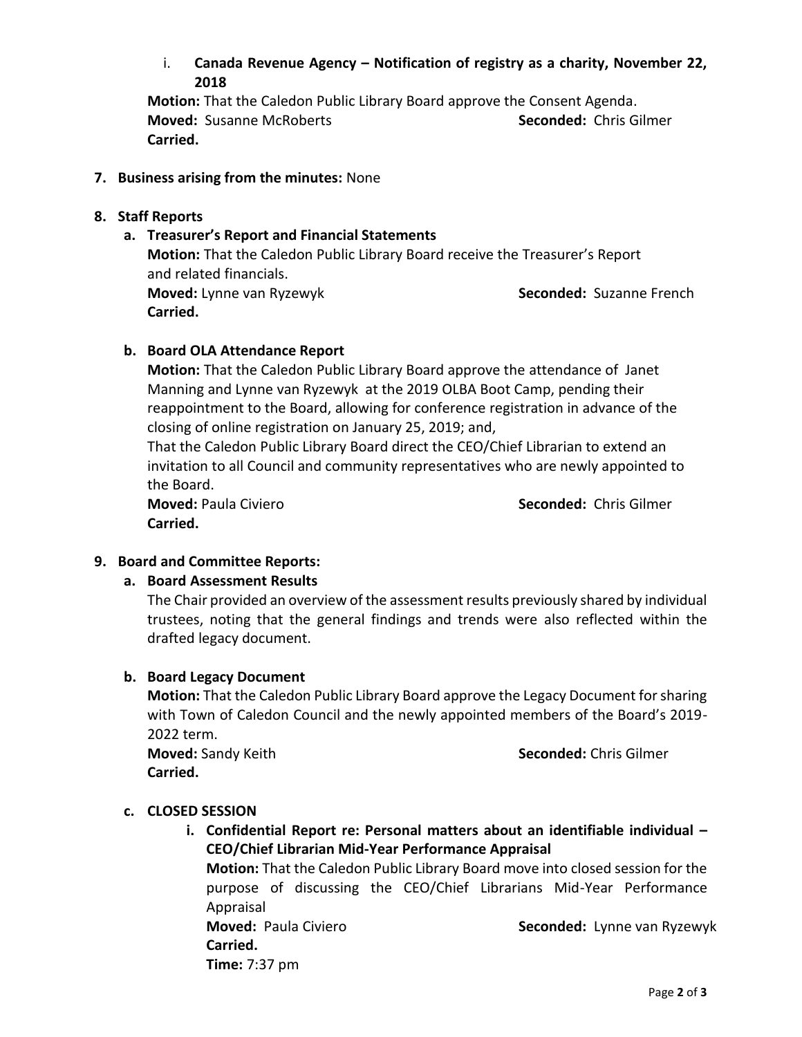i. **Canada Revenue Agency – Notification of registry as a charity, November 22, 2018**

**Motion:** That the Caledon Public Library Board approve the Consent Agenda.
**Moved:** Susanne McRoberts **Seconded:** Chris Gilmer
**Carried.**

**7. Business arising from the minutes:** None

**8. Staff Reports**

**a. Treasurer's Report and Financial Statements**

**Motion:** That the Caledon Public Library Board receive the Treasurer's Report and related financials.
**Moved:** Lynne van Ryzewyk **Seconded:** Suzanne French
**Carried.**

**b. Board OLA Attendance Report**

**Motion:** That the Caledon Public Library Board approve the attendance of Janet Manning and Lynne van Ryzewyk at the 2019 OLBA Boot Camp, pending their reappointment to the Board, allowing for conference registration in advance of the closing of online registration on January 25, 2019; and,
That the Caledon Public Library Board direct the CEO/Chief Librarian to extend an invitation to all Council and community representatives who are newly appointed to the Board.
**Moved:** Paula Civiero **Seconded:** Chris Gilmer
**Carried.**

**9. Board and Committee Reports:**

**a. Board Assessment Results**

The Chair provided an overview of the assessment results previously shared by individual trustees, noting that the general findings and trends were also reflected within the drafted legacy document.

**b. Board Legacy Document**

**Motion:** That the Caledon Public Library Board approve the Legacy Document for sharing with Town of Caledon Council and the newly appointed members of the Board's 2019-2022 term.
**Moved:** Sandy Keith **Seconded:** Chris Gilmer
**Carried.**

**c. CLOSED SESSION**

**i. Confidential Report re: Personal matters about an identifiable individual – CEO/Chief Librarian Mid-Year Performance Appraisal**

**Motion:** That the Caledon Public Library Board move into closed session for the purpose of discussing the CEO/Chief Librarians Mid-Year Performance Appraisal
**Moved:** Paula Civiero **Seconded:** Lynne van Ryzewyk
**Carried.**
**Time:** 7:37 pm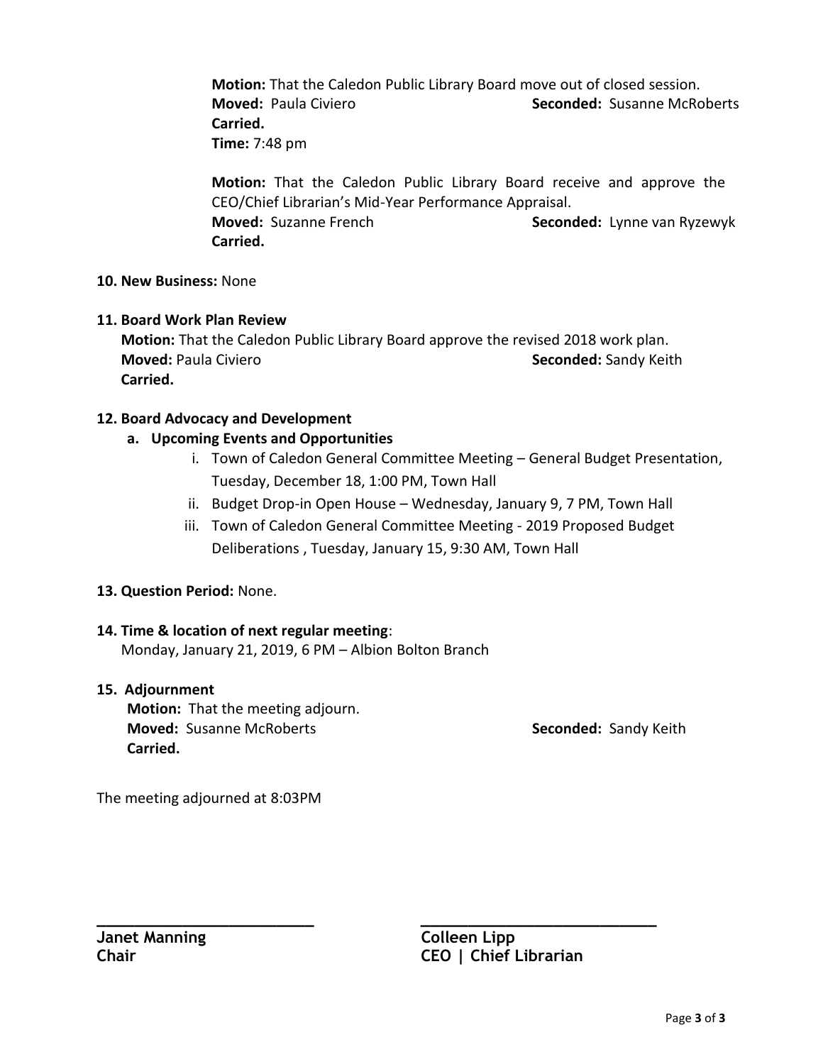**Motion:** That the Caledon Public Library Board move out of closed session.
**Moved:** Paula Civiero **Seconded:** Susanne McRoberts
**Carried.**
**Time:** 7:48 pm

**Motion:** That the Caledon Public Library Board receive and approve the CEO/Chief Librarian's Mid-Year Performance Appraisal.
**Moved:** Suzanne French **Seconded:** Lynne van Ryzewyk
**Carried.**

**10. New Business:** None

**11. Board Work Plan Review**

**Motion:** That the Caledon Public Library Board approve the revised 2018 work plan.
**Moved:** Paula Civiero **Seconded:** Sandy Keith
**Carried.**

**12. Board Advocacy and Development**

**a. Upcoming Events and Opportunities**

i. Town of Caledon General Committee Meeting – General Budget Presentation, Tuesday, December 18, 1:00 PM, Town Hall
ii. Budget Drop-in Open House – Wednesday, January 9, 7 PM, Town Hall
iii. Town of Caledon General Committee Meeting - 2019 Proposed Budget Deliberations , Tuesday, January 15, 9:30 AM, Town Hall

**13. Question Period:** None.

**14. Time & location of next regular meeting**:
Monday, January 21, 2019, 6 PM – Albion Bolton Branch

**15. Adjournment**

**Motion:** That the meeting adjourn.
**Moved:** Susanne McRoberts **Seconded:** Sandy Keith
**Carried.**

The meeting adjourned at 8:03PM

\_\_\_\_\_\_\_\_\_\_\_\_\_\_\_\_\_\_\_\_\_\_\_\_\_\_
**Janet Manning**
**Chair**

\_\_\_\_\_\_\_\_\_\_\_\_\_\_\_\_\_\_\_\_\_\_\_\_\_\_\_\_
**Colleen Lipp**
**CEO | Chief Librarian**